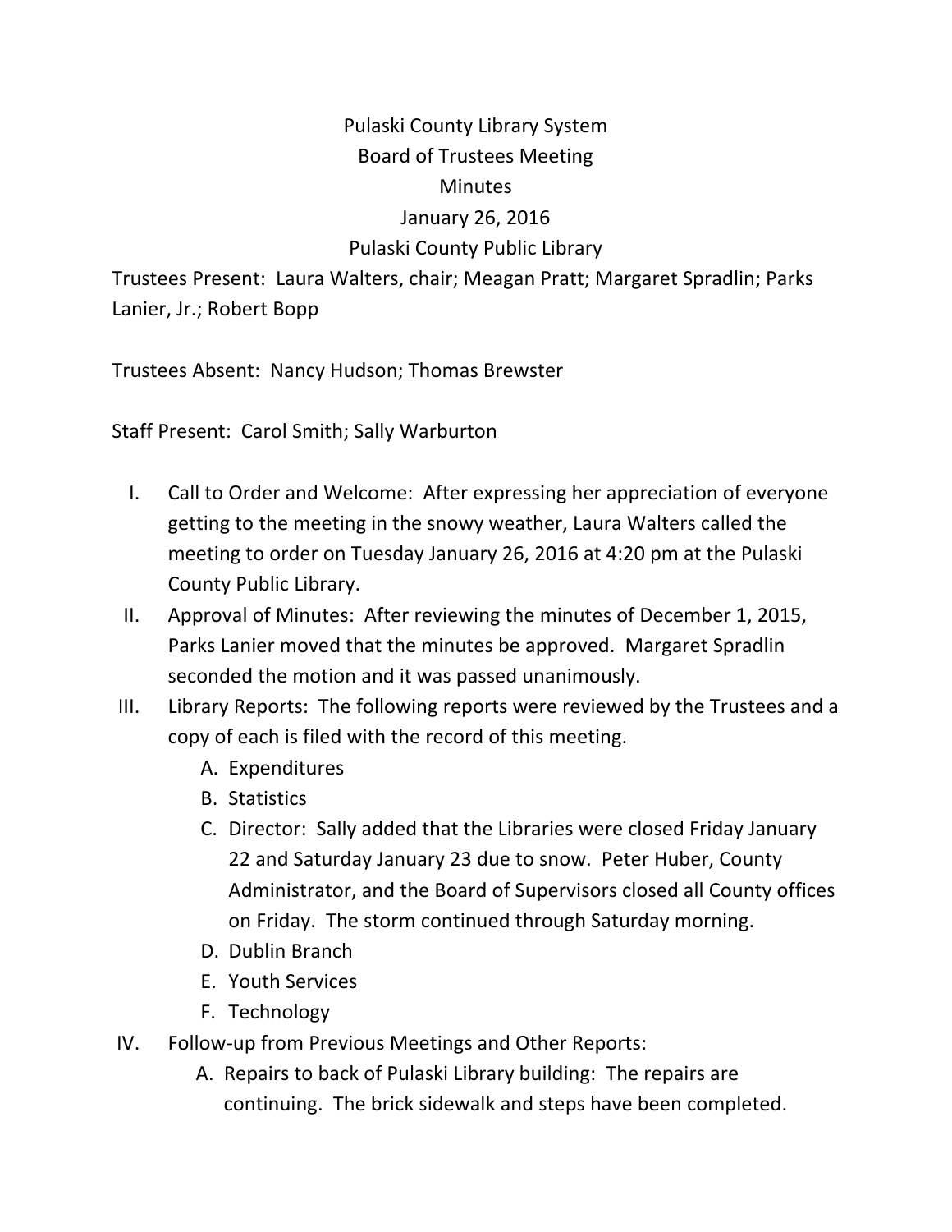# Pulaski County Library System
## Board of Trustees Meeting
## Minutes
## January 26, 2016
## Pulaski County Public Library

Trustees Present: Laura Walters, chair; Meagan Pratt; Margaret Spradlin; Parks Lanier, Jr.; Robert Bopp

Trustees Absent: Nancy Hudson; Thomas Brewster

Staff Present: Carol Smith; Sally Warburton

I. Call to Order and Welcome: After expressing her appreciation of everyone getting to the meeting in the snowy weather, Laura Walters called the meeting to order on Tuesday January 26, 2016 at 4:20 pm at the Pulaski County Public Library.

II. Approval of Minutes: After reviewing the minutes of December 1, 2015, Parks Lanier moved that the minutes be approved. Margaret Spradlin seconded the motion and it was passed unanimously.

III. Library Reports: The following reports were reviewed by the Trustees and a copy of each is filed with the record of this meeting.
   - A. Expenditures
   - B. Statistics
   - C. Director: Sally added that the Libraries were closed Friday January 22 and Saturday January 23 due to snow. Peter Huber, County Administrator, and the Board of Supervisors closed all County offices on Friday. The storm continued through Saturday morning.
   - D. Dublin Branch
   - E. Youth Services
   - F. Technology

IV. Follow-up from Previous Meetings and Other Reports:
   - A. Repairs to back of Pulaski Library building: The repairs are continuing. The brick sidewalk and steps have been completed.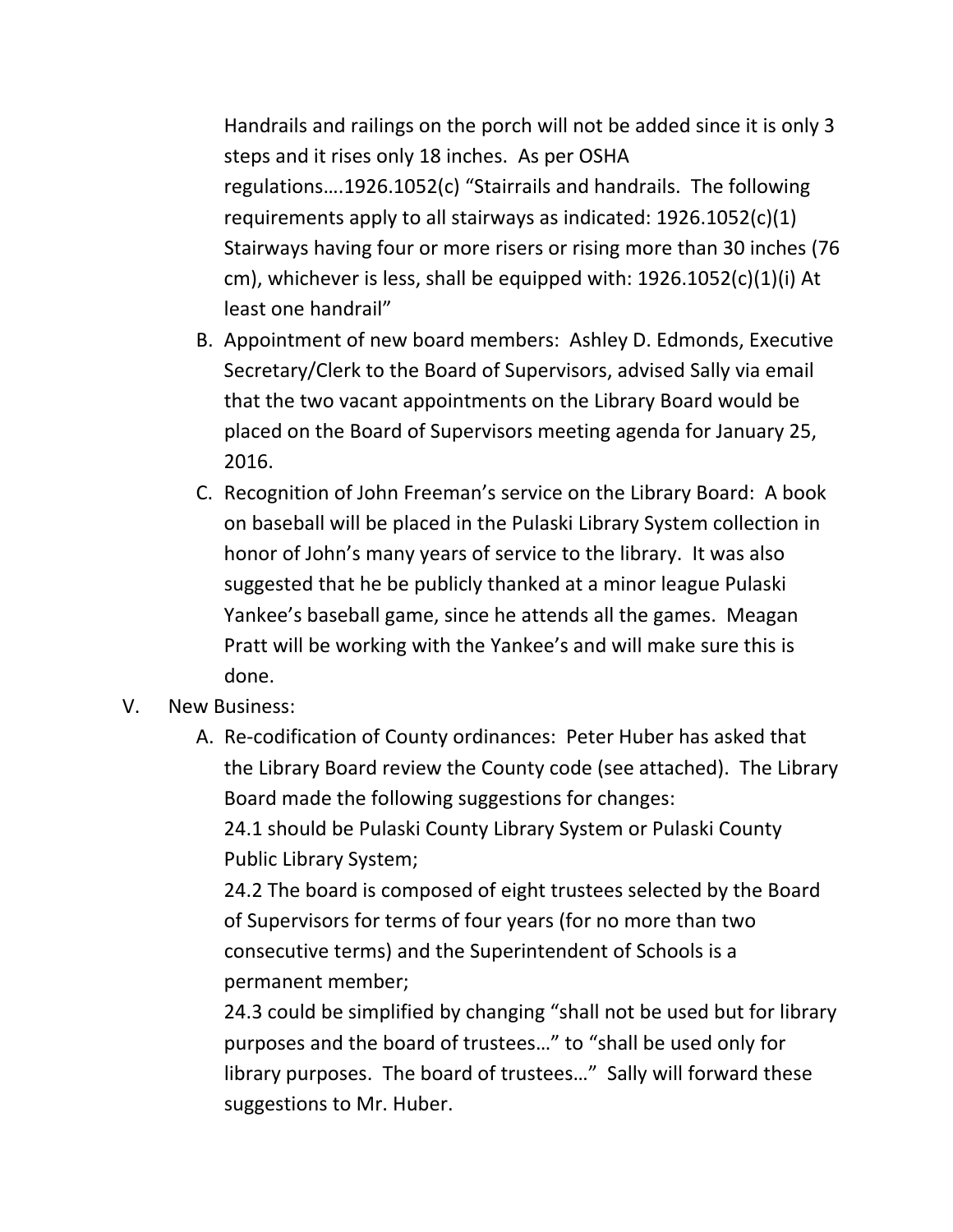Handrails and railings on the porch will not be added since it is only 3 steps and it rises only 18 inches. As per OSHA regulations….1926.1052(c) "Stairrails and handrails. The following requirements apply to all stairways as indicated: 1926.1052(c)(1) Stairways having four or more risers or rising more than 30 inches (76 cm), whichever is less, shall be equipped with: 1926.1052(c)(1)(i) At least one handrail"

B. Appointment of new board members: Ashley D. Edmonds, Executive Secretary/Clerk to the Board of Supervisors, advised Sally via email that the two vacant appointments on the Library Board would be placed on the Board of Supervisors meeting agenda for January 25, 2016.

C. Recognition of John Freeman's service on the Library Board: A book on baseball will be placed in the Pulaski Library System collection in honor of John's many years of service to the library. It was also suggested that he be publicly thanked at a minor league Pulaski Yankee's baseball game, since he attends all the games. Meagan Pratt will be working with the Yankee's and will make sure this is done.

V. New Business:

A. Re-codification of County ordinances: Peter Huber has asked that the Library Board review the County code (see attached). The Library Board made the following suggestions for changes:

24.1 should be Pulaski County Library System or Pulaski County Public Library System;

24.2 The board is composed of eight trustees selected by the Board of Supervisors for terms of four years (for no more than two consecutive terms) and the Superintendent of Schools is a permanent member;

24.3 could be simplified by changing "shall not be used but for library purposes and the board of trustees…" to "shall be used only for library purposes. The board of trustees…" Sally will forward these suggestions to Mr. Huber.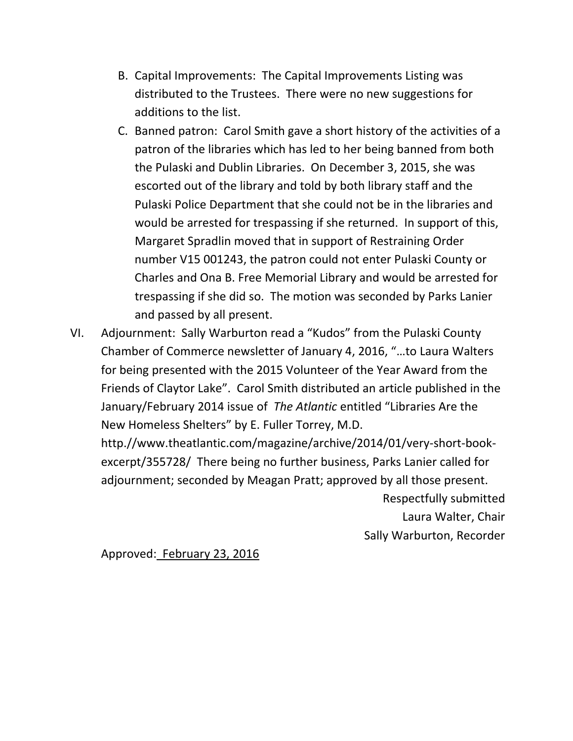B. Capital Improvements: The Capital Improvements Listing was distributed to the Trustees. There were no new suggestions for additions to the list.

C. Banned patron: Carol Smith gave a short history of the activities of a patron of the libraries which has led to her being banned from both the Pulaski and Dublin Libraries. On December 3, 2015, she was escorted out of the library and told by both library staff and the Pulaski Police Department that she could not be in the libraries and would be arrested for trespassing if she returned. In support of this, Margaret Spradlin moved that in support of Restraining Order number V15 001243, the patron could not enter Pulaski County or Charles and Ona B. Free Memorial Library and would be arrested for trespassing if she did so. The motion was seconded by Parks Lanier and passed by all present.

VI. Adjournment: Sally Warburton read a "Kudos" from the Pulaski County Chamber of Commerce newsletter of January 4, 2016, "…to Laura Walters for being presented with the 2015 Volunteer of the Year Award from the Friends of Claytor Lake". Carol Smith distributed an article published in the January/February 2014 issue of *The Atlantic* entitled "Libraries Are the New Homeless Shelters" by E. Fuller Torrey, M.D. http.//www.theatlantic.com/magazine/archive/2014/01/very-short-book-excerpt/355728/ There being no further business, Parks Lanier called for adjournment; seconded by Meagan Pratt; approved by all those present.

Respectfully submitted  
Laura Walter, Chair  
Sally Warburton, Recorder

Approved: February 23, 2016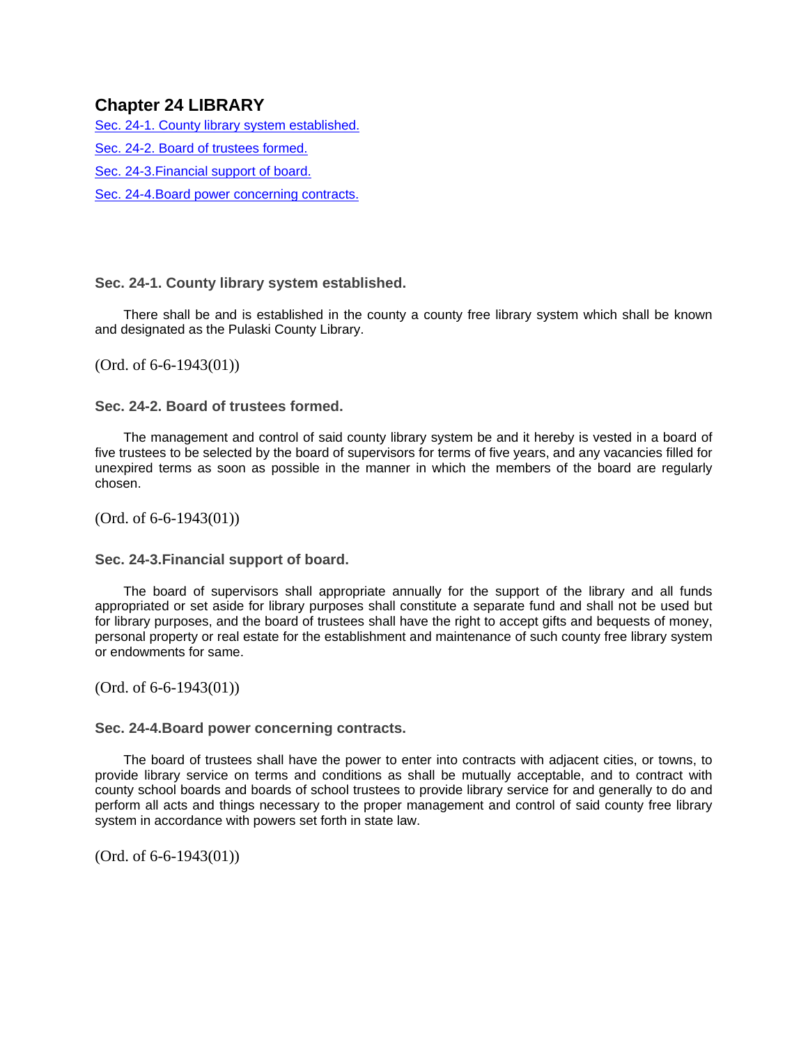# Chapter 24 LIBRARY

[Sec. 24-1. County library system established.](#)

[Sec. 24-2. Board of trustees formed.](#)

[Sec. 24-3.Financial support of board.](#)

[Sec. 24-4.Board power concerning contracts.](#)

### Sec. 24-1. County library system established.

There shall be and is established in the county a county free library system which shall be known and designated as the Pulaski County Library.

(Ord. of 6-6-1943(01))

### Sec. 24-2. Board of trustees formed.

The management and control of said county library system be and it hereby is vested in a board of five trustees to be selected by the board of supervisors for terms of five years, and any vacancies filled for unexpired terms as soon as possible in the manner in which the members of the board are regularly chosen.

(Ord. of 6-6-1943(01))

### Sec. 24-3.Financial support of board.

The board of supervisors shall appropriate annually for the support of the library and all funds appropriated or set aside for library purposes shall constitute a separate fund and shall not be used but for library purposes, and the board of trustees shall have the right to accept gifts and bequests of money, personal property or real estate for the establishment and maintenance of such county free library system or endowments for same.

(Ord. of 6-6-1943(01))

### Sec. 24-4.Board power concerning contracts.

The board of trustees shall have the power to enter into contracts with adjacent cities, or towns, to provide library service on terms and conditions as shall be mutually acceptable, and to contract with county school boards and boards of school trustees to provide library service for and generally to do and perform all acts and things necessary to the proper management and control of said county free library system in accordance with powers set forth in state law.

(Ord. of 6-6-1943(01))